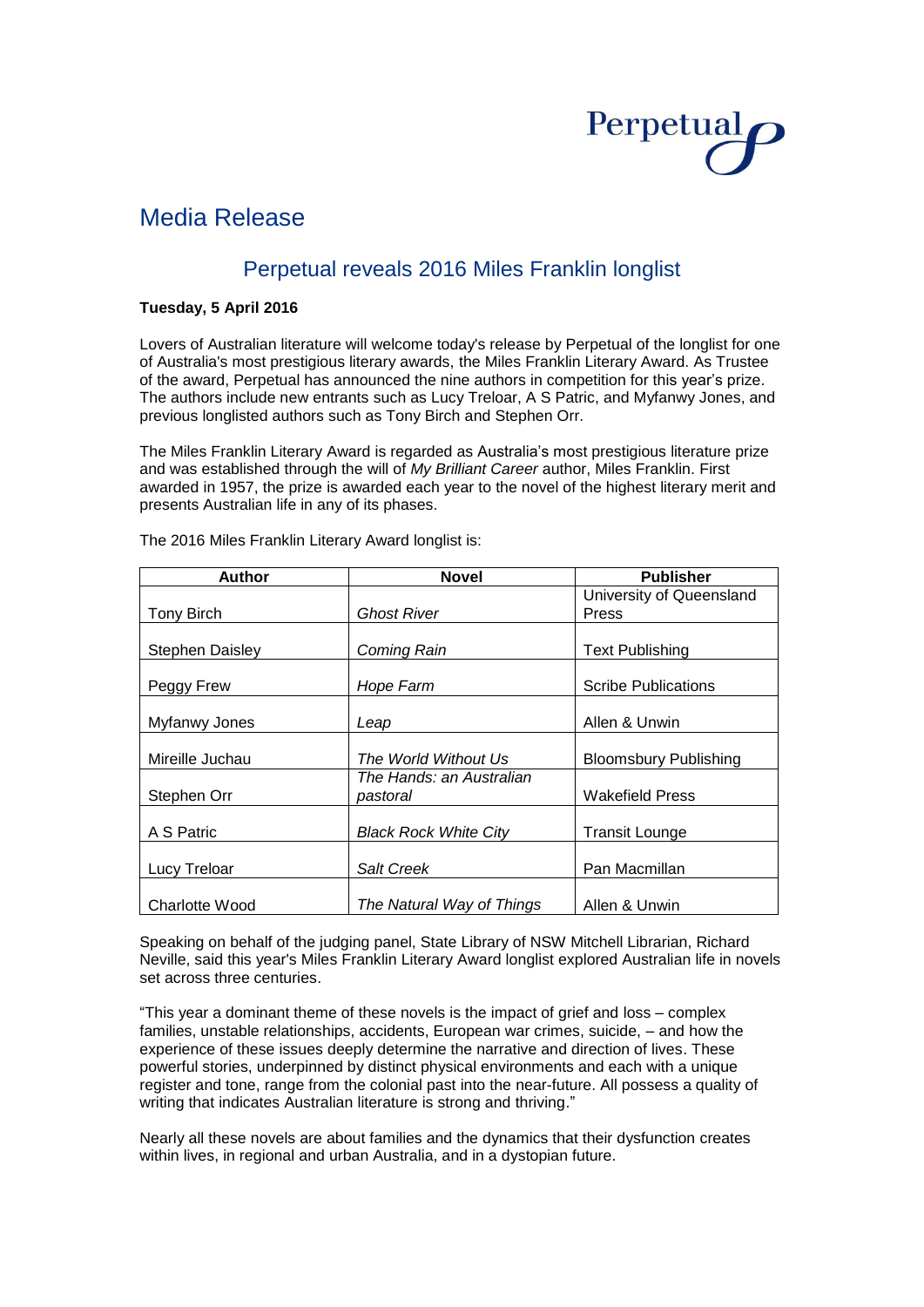Perpetual

# Media Release

## Perpetual reveals 2016 Miles Franklin longlist

**Tuesday, 5 April 2016**

Lovers of Australian literature will welcome today's release by Perpetual of the longlist for one of Australia's most prestigious literary awards, the Miles Franklin Literary Award. As Trustee of the award, Perpetual has announced the nine authors in competition for this year's prize. The authors include new entrants such as Lucy Treloar, A S Patric, and Myfanwy Jones, and previous longlisted authors such as Tony Birch and Stephen Orr.

The Miles Franklin Literary Award is regarded as Australia's most prestigious literature prize and was established through the will of *My Brilliant Career* author, Miles Franklin. First awarded in 1957, the prize is awarded each year to the novel of the highest literary merit and presents Australian life in any of its phases.

The 2016 Miles Franklin Literary Award longlist is:

| Author | Novel | Publisher |
|---|---|---|
| Tony Birch | *Ghost River* | University of Queensland Press |
| Stephen Daisley | *Coming Rain* | Text Publishing |
| Peggy Frew | *Hope Farm* | Scribe Publications |
| Myfanwy Jones | *Leap* | Allen & Unwin |
| Mireille Juchau | *The World Without Us* | Bloomsbury Publishing |
| Stephen Orr | *The Hands: an Australian pastoral* | Wakefield Press |
| A S Patric | *Black Rock White City* | Transit Lounge |
| Lucy Treloar | *Salt Creek* | Pan Macmillan |
| Charlotte Wood | *The Natural Way of Things* | Allen & Unwin |

Speaking on behalf of the judging panel, State Library of NSW Mitchell Librarian, Richard Neville, said this year's Miles Franklin Literary Award longlist explored Australian life in novels set across three centuries.

"This year a dominant theme of these novels is the impact of grief and loss – complex families, unstable relationships, accidents, European war crimes, suicide, – and how the experience of these issues deeply determine the narrative and direction of lives. These powerful stories, underpinned by distinct physical environments and each with a unique register and tone, range from the colonial past into the near-future. All possess a quality of writing that indicates Australian literature is strong and thriving."

Nearly all these novels are about families and the dynamics that their dysfunction creates within lives, in regional and urban Australia, and in a dystopian future.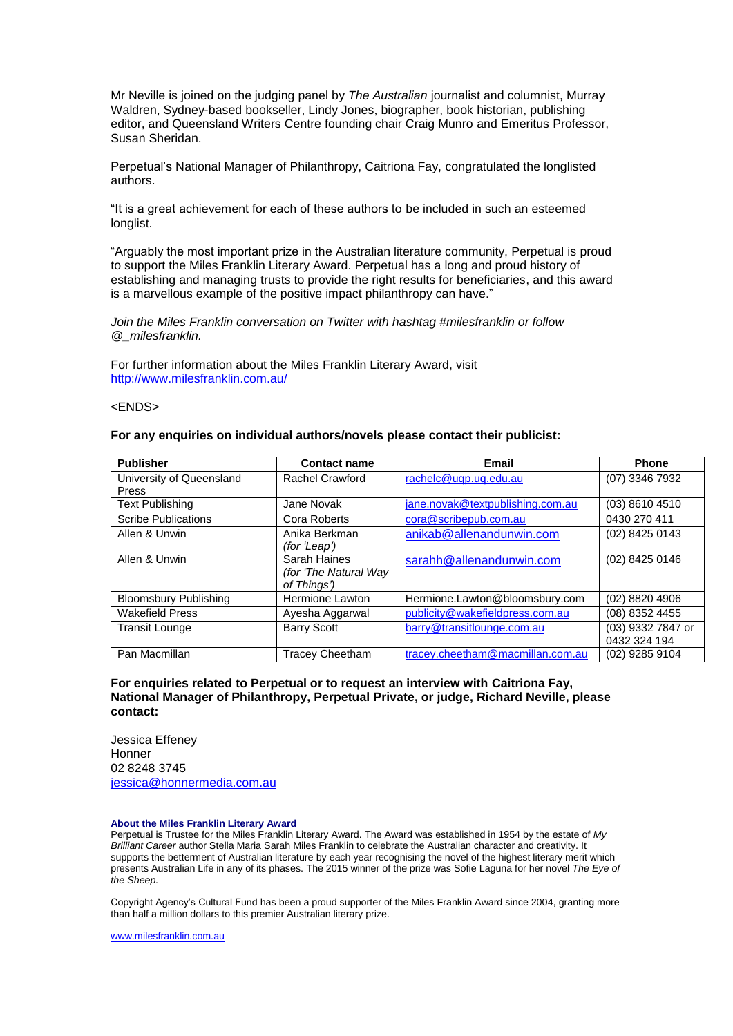Mr Neville is joined on the judging panel by *The Australian* journalist and columnist, Murray Waldren, Sydney-based bookseller, Lindy Jones, biographer, book historian, publishing editor, and Queensland Writers Centre founding chair Craig Munro and Emeritus Professor, Susan Sheridan.

Perpetual's National Manager of Philanthropy, Caitriona Fay, congratulated the longlisted authors.

"It is a great achievement for each of these authors to be included in such an esteemed longlist.

"Arguably the most important prize in the Australian literature community, Perpetual is proud to support the Miles Franklin Literary Award. Perpetual has a long and proud history of establishing and managing trusts to provide the right results for beneficiaries, and this award is a marvellous example of the positive impact philanthropy can have."

*Join the Miles Franklin conversation on Twitter with hashtag #milesfranklin or follow @_milesfranklin.*

For further information about the Miles Franklin Literary Award, visit http://www.milesfranklin.com.au/

<ENDS>

**For any enquiries on individual authors/novels please contact their publicist:**

| Publisher | Contact name | Email | Phone |
|---|---|---|---|
| University of Queensland Press | Rachel Crawford | rachelc@uqp.uq.edu.au | (07) 3346 7932 |
| Text Publishing | Jane Novak | jane.novak@textpublishing.com.au | (03) 8610 4510 |
| Scribe Publications | Cora Roberts | cora@scribepub.com.au | 0430 270 411 |
| Allen & Unwin | Anika Berkman *(for 'Leap')* | anikab@allenandunwin.com | (02) 8425 0143 |
| Allen & Unwin | Sarah Haines *(for 'The Natural Way of Things')* | sarahh@allenandunwin.com | (02) 8425 0146 |
| Bloomsbury Publishing | Hermione Lawton | Hermione.Lawton@bloomsbury.com | (02) 8820 4906 |
| Wakefield Press | Ayesha Aggarwal | publicity@wakefieldpress.com.au | (08) 8352 4455 |
| Transit Lounge | Barry Scott | barry@transitlounge.com.au | (03) 9332 7847 or 0432 324 194 |
| Pan Macmillan | Tracey Cheetham | tracey.cheetham@macmillan.com.au | (02) 9285 9104 |

**For enquiries related to Perpetual or to request an interview with Caitriona Fay, National Manager of Philanthropy, Perpetual Private, or judge, Richard Neville, please contact:**

Jessica Effeney
Honner
02 8248 3745
jessica@honnermedia.com.au

**About the Miles Franklin Literary Award**

Perpetual is Trustee for the Miles Franklin Literary Award. The Award was established in 1954 by the estate of *My Brilliant Career* author Stella Maria Sarah Miles Franklin to celebrate the Australian character and creativity. It supports the betterment of Australian literature by each year recognising the novel of the highest literary merit which presents Australian Life in any of its phases. The 2015 winner of the prize was Sofie Laguna for her novel *The Eye of the Sheep.*

Copyright Agency's Cultural Fund has been a proud supporter of the Miles Franklin Award since 2004, granting more than half a million dollars to this premier Australian literary prize.

www.milesfranklin.com.au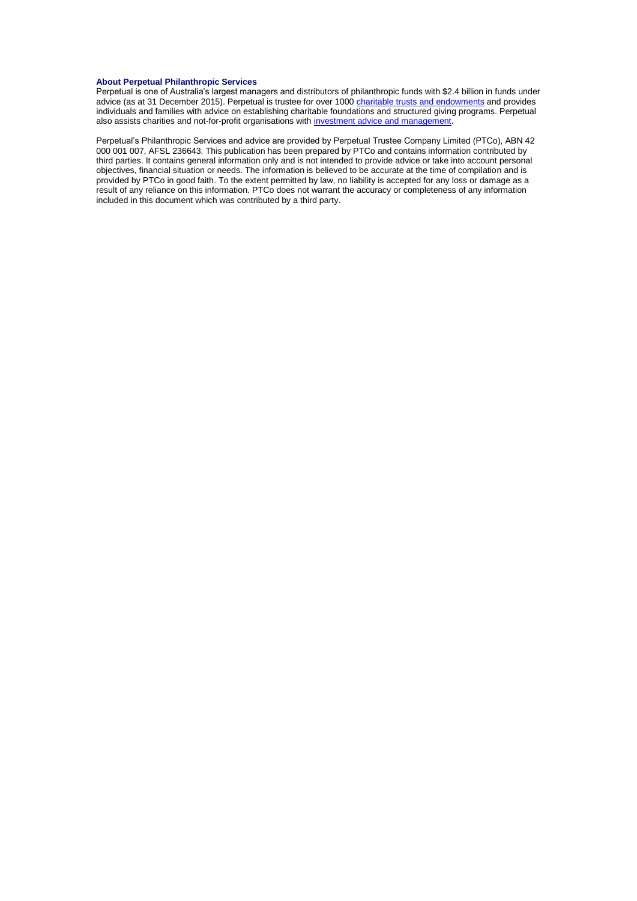### About Perpetual Philanthropic Services

Perpetual is one of Australia's largest managers and distributors of philanthropic funds with $2.4 billion in funds under advice (as at 31 December 2015). Perpetual is trustee for over 1000 charitable trusts and endowments and provides individuals and families with advice on establishing charitable foundations and structured giving programs. Perpetual also assists charities and not-for-profit organisations with investment advice and management.

Perpetual's Philanthropic Services and advice are provided by Perpetual Trustee Company Limited (PTCo), ABN 42 000 001 007, AFSL 236643. This publication has been prepared by PTCo and contains information contributed by third parties. It contains general information only and is not intended to provide advice or take into account personal objectives, financial situation or needs. The information is believed to be accurate at the time of compilation and is provided by PTCo in good faith. To the extent permitted by law, no liability is accepted for any loss or damage as a result of any reliance on this information. PTCo does not warrant the accuracy or completeness of any information included in this document which was contributed by a third party.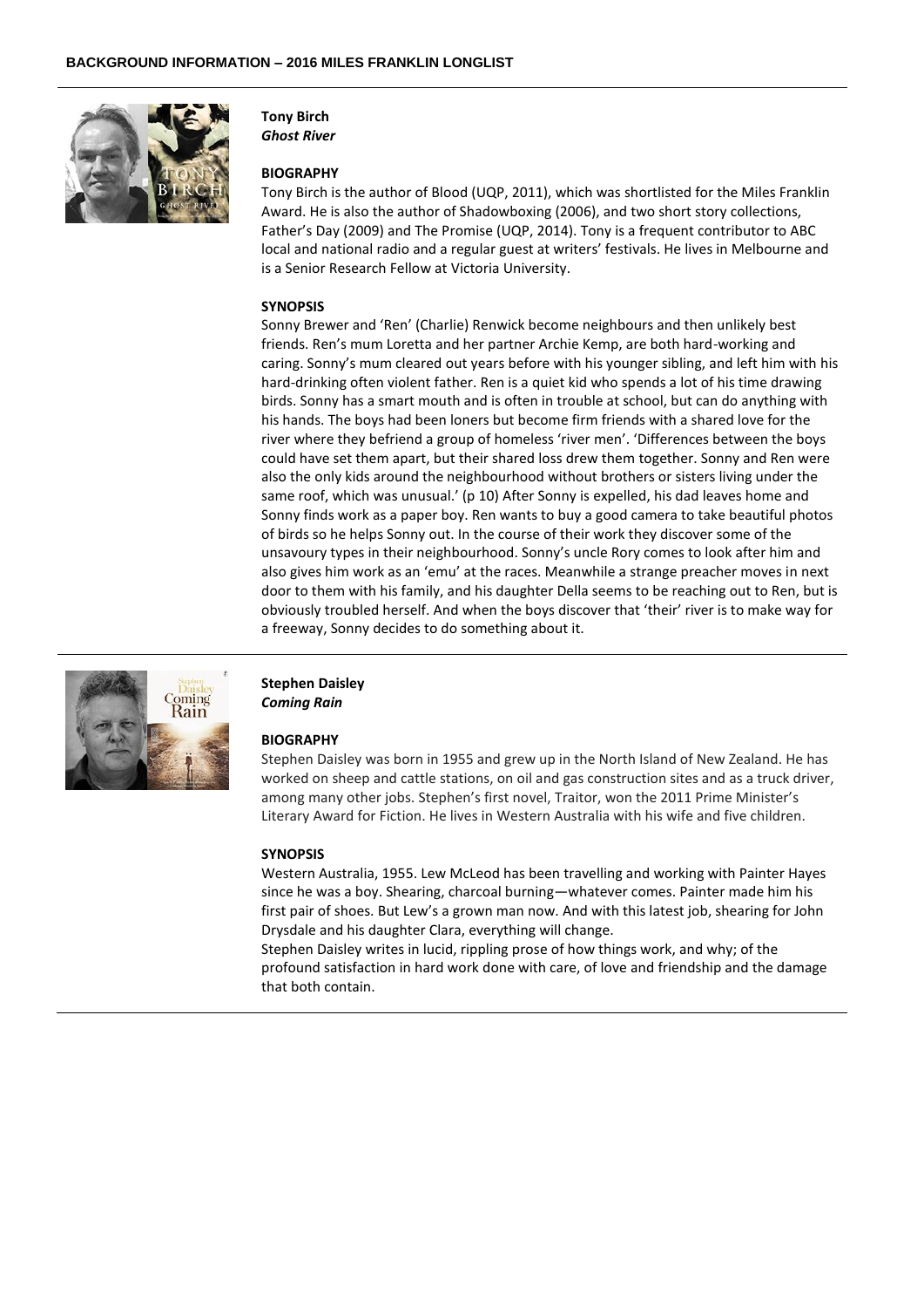**Tony Birch**
***Ghost River***

**BIOGRAPHY**

Tony Birch is the author of Blood (UQP, 2011), which was shortlisted for the Miles Franklin Award. He is also the author of Shadowboxing (2006), and two short story collections, Father's Day (2009) and The Promise (UQP, 2014). Tony is a frequent contributor to ABC local and national radio and a regular guest at writers' festivals. He lives in Melbourne and is a Senior Research Fellow at Victoria University.

**SYNOPSIS**

Sonny Brewer and 'Ren' (Charlie) Renwick become neighbours and then unlikely best friends. Ren's mum Loretta and her partner Archie Kemp, are both hard-working and caring. Sonny's mum cleared out years before with his younger sibling, and left him with his hard-drinking often violent father. Ren is a quiet kid who spends a lot of his time drawing birds. Sonny has a smart mouth and is often in trouble at school, but can do anything with his hands. The boys had been loners but become firm friends with a shared love for the river where they befriend a group of homeless 'river men'. 'Differences between the boys could have set them apart, but their shared loss drew them together. Sonny and Ren were also the only kids around the neighbourhood without brothers or sisters living under the same roof, which was unusual.' (p 10) After Sonny is expelled, his dad leaves home and Sonny finds work as a paper boy. Ren wants to buy a good camera to take beautiful photos of birds so he helps Sonny out. In the course of their work they discover some of the unsavoury types in their neighbourhood. Sonny's uncle Rory comes to look after him and also gives him work as an 'emu' at the races. Meanwhile a strange preacher moves in next door to them with his family, and his daughter Della seems to be reaching out to Ren, but is obviously troubled herself. And when the boys discover that 'their' river is to make way for a freeway, Sonny decides to do something about it.

---

**Stephen Daisley**
***Coming Rain***

**BIOGRAPHY**

Stephen Daisley was born in 1955 and grew up in the North Island of New Zealand. He has worked on sheep and cattle stations, on oil and gas construction sites and as a truck driver, among many other jobs. Stephen's first novel, Traitor, won the 2011 Prime Minister's Literary Award for Fiction. He lives in Western Australia with his wife and five children.

**SYNOPSIS**

Western Australia, 1955. Lew McLeod has been travelling and working with Painter Hayes since he was a boy. Shearing, charcoal burning—whatever comes. Painter made him his first pair of shoes. But Lew's a grown man now. And with this latest job, shearing for John Drysdale and his daughter Clara, everything will change.

Stephen Daisley writes in lucid, rippling prose of how things work, and why; of the profound satisfaction in hard work done with care, of love and friendship and the damage that both contain.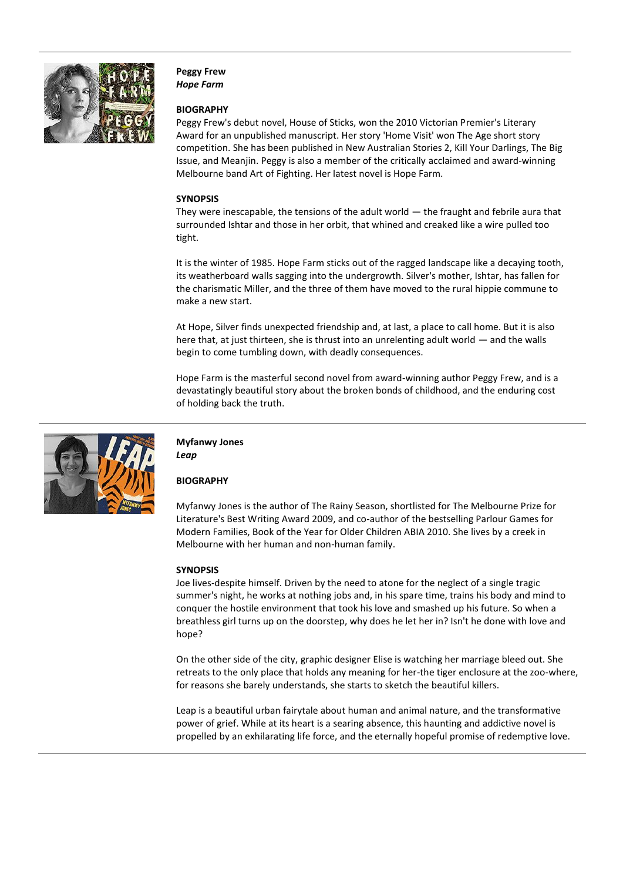**Peggy Frew**
***Hope Farm***

**BIOGRAPHY**

Peggy Frew's debut novel, House of Sticks, won the 2010 Victorian Premier's Literary Award for an unpublished manuscript. Her story 'Home Visit' won The Age short story competition. She has been published in New Australian Stories 2, Kill Your Darlings, The Big Issue, and Meanjin. Peggy is also a member of the critically acclaimed and award-winning Melbourne band Art of Fighting. Her latest novel is Hope Farm.

**SYNOPSIS**

They were inescapable, the tensions of the adult world — the fraught and febrile aura that surrounded Ishtar and those in her orbit, that whined and creaked like a wire pulled too tight.

It is the winter of 1985. Hope Farm sticks out of the ragged landscape like a decaying tooth, its weatherboard walls sagging into the undergrowth. Silver's mother, Ishtar, has fallen for the charismatic Miller, and the three of them have moved to the rural hippie commune to make a new start.

At Hope, Silver finds unexpected friendship and, at last, a place to call home. But it is also here that, at just thirteen, she is thrust into an unrelenting adult world — and the walls begin to come tumbling down, with deadly consequences.

Hope Farm is the masterful second novel from award-winning author Peggy Frew, and is a devastatingly beautiful story about the broken bonds of childhood, and the enduring cost of holding back the truth.

---

**Myfanwy Jones**
***Leap***

**BIOGRAPHY**

Myfanwy Jones is the author of The Rainy Season, shortlisted for The Melbourne Prize for Literature's Best Writing Award 2009, and co-author of the bestselling Parlour Games for Modern Families, Book of the Year for Older Children ABIA 2010. She lives by a creek in Melbourne with her human and non-human family.

**SYNOPSIS**

Joe lives-despite himself. Driven by the need to atone for the neglect of a single tragic summer's night, he works at nothing jobs and, in his spare time, trains his body and mind to conquer the hostile environment that took his love and smashed up his future. So when a breathless girl turns up on the doorstep, why does he let her in? Isn't he done with love and hope?

On the other side of the city, graphic designer Elise is watching her marriage bleed out. She retreats to the only place that holds any meaning for her-the tiger enclosure at the zoo-where, for reasons she barely understands, she starts to sketch the beautiful killers.

Leap is a beautiful urban fairytale about human and animal nature, and the transformative power of grief. While at its heart is a searing absence, this haunting and addictive novel is propelled by an exhilarating life force, and the eternally hopeful promise of redemptive love.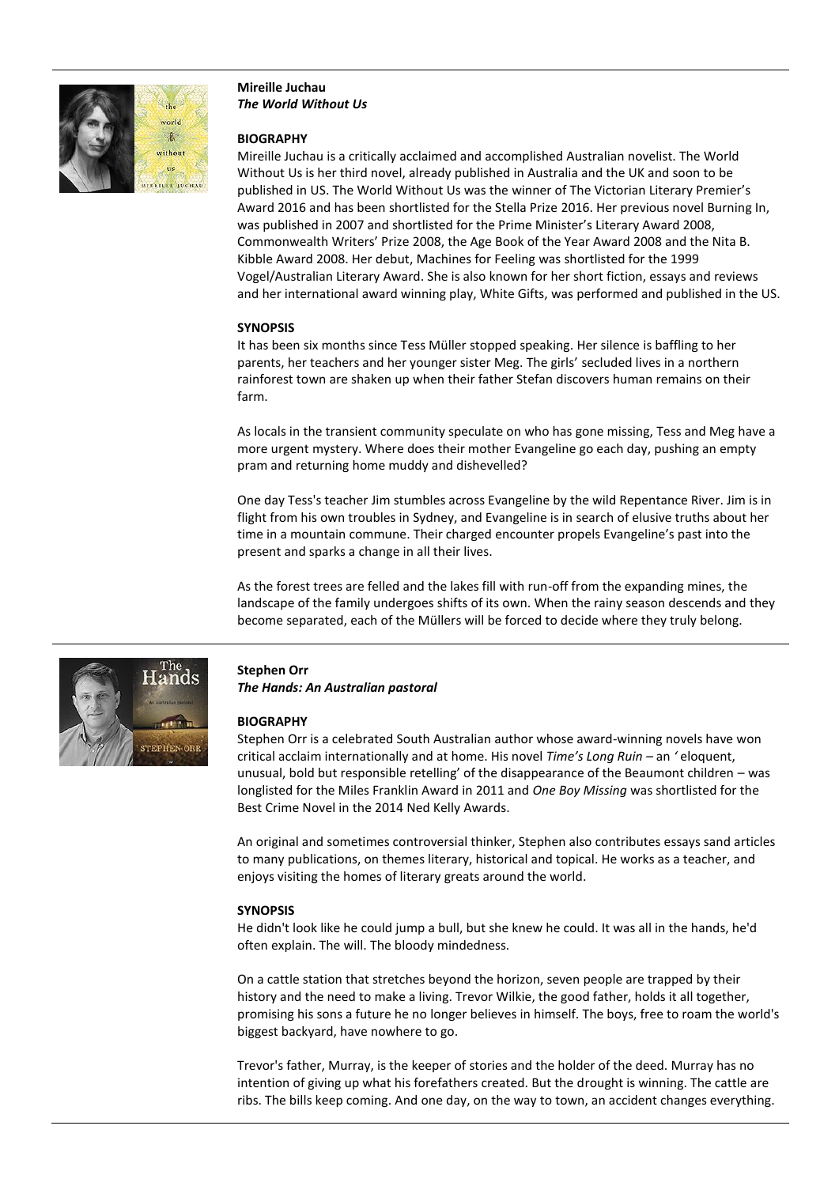**Mireille Juchau**
***The World Without Us***

**BIOGRAPHY**

Mireille Juchau is a critically acclaimed and accomplished Australian novelist. The World Without Us is her third novel, already published in Australia and the UK and soon to be published in US. The World Without Us was the winner of The Victorian Literary Premier's Award 2016 and has been shortlisted for the Stella Prize 2016. Her previous novel Burning In, was published in 2007 and shortlisted for the Prime Minister's Literary Award 2008, Commonwealth Writers' Prize 2008, the Age Book of the Year Award 2008 and the Nita B. Kibble Award 2008. Her debut, Machines for Feeling was shortlisted for the 1999 Vogel/Australian Literary Award. She is also known for her short fiction, essays and reviews and her international award winning play, White Gifts, was performed and published in the US.

**SYNOPSIS**

It has been six months since Tess Müller stopped speaking. Her silence is baffling to her parents, her teachers and her younger sister Meg. The girls' secluded lives in a northern rainforest town are shaken up when their father Stefan discovers human remains on their farm.

As locals in the transient community speculate on who has gone missing, Tess and Meg have a more urgent mystery. Where does their mother Evangeline go each day, pushing an empty pram and returning home muddy and dishevelled?

One day Tess's teacher Jim stumbles across Evangeline by the wild Repentance River. Jim is in flight from his own troubles in Sydney, and Evangeline is in search of elusive truths about her time in a mountain commune. Their charged encounter propels Evangeline's past into the present and sparks a change in all their lives.

As the forest trees are felled and the lakes fill with run-off from the expanding mines, the landscape of the family undergoes shifts of its own. When the rainy season descends and they become separated, each of the Müllers will be forced to decide where they truly belong.

---

**Stephen Orr**
***The Hands: An Australian pastoral***

**BIOGRAPHY**

Stephen Orr is a celebrated South Australian author whose award-winning novels have won critical acclaim internationally and at home. His novel *Time's Long Ruin* – an ' eloquent, unusual, bold but responsible retelling' of the disappearance of the Beaumont children – was longlisted for the Miles Franklin Award in 2011 and *One Boy Missing* was shortlisted for the Best Crime Novel in the 2014 Ned Kelly Awards.

An original and sometimes controversial thinker, Stephen also contributes essays sand articles to many publications, on themes literary, historical and topical. He works as a teacher, and enjoys visiting the homes of literary greats around the world.

**SYNOPSIS**

He didn't look like he could jump a bull, but she knew he could. It was all in the hands, he'd often explain. The will. The bloody mindedness.

On a cattle station that stretches beyond the horizon, seven people are trapped by their history and the need to make a living. Trevor Wilkie, the good father, holds it all together, promising his sons a future he no longer believes in himself. The boys, free to roam the world's biggest backyard, have nowhere to go.

Trevor's father, Murray, is the keeper of stories and the holder of the deed. Murray has no intention of giving up what his forefathers created. But the drought is winning. The cattle are ribs. The bills keep coming. And one day, on the way to town, an accident changes everything.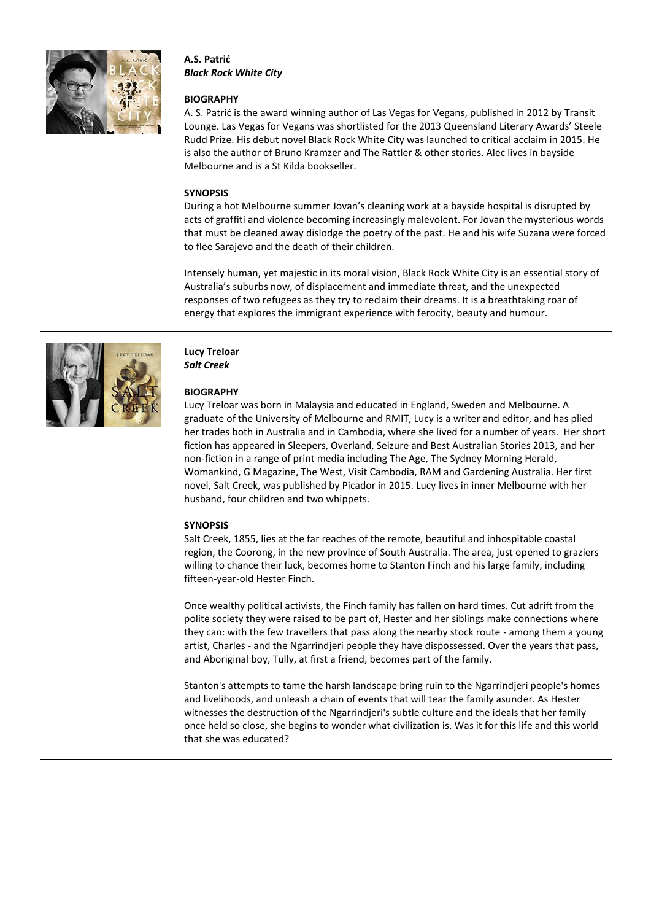**A.S. Patrić**
***Black Rock White City***

**BIOGRAPHY**

A. S. Patrić is the award winning author of Las Vegas for Vegans, published in 2012 by Transit Lounge. Las Vegas for Vegans was shortlisted for the 2013 Queensland Literary Awards' Steele Rudd Prize. His debut novel Black Rock White City was launched to critical acclaim in 2015. He is also the author of Bruno Kramzer and The Rattler & other stories. Alec lives in bayside Melbourne and is a St Kilda bookseller.

**SYNOPSIS**

During a hot Melbourne summer Jovan's cleaning work at a bayside hospital is disrupted by acts of graffiti and violence becoming increasingly malevolent. For Jovan the mysterious words that must be cleaned away dislodge the poetry of the past. He and his wife Suzana were forced to flee Sarajevo and the death of their children.

Intensely human, yet majestic in its moral vision, Black Rock White City is an essential story of Australia's suburbs now, of displacement and immediate threat, and the unexpected responses of two refugees as they try to reclaim their dreams. It is a breathtaking roar of energy that explores the immigrant experience with ferocity, beauty and humour.

---

**Lucy Treloar**
***Salt Creek***

**BIOGRAPHY**

Lucy Treloar was born in Malaysia and educated in England, Sweden and Melbourne. A graduate of the University of Melbourne and RMIT, Lucy is a writer and editor, and has plied her trades both in Australia and in Cambodia, where she lived for a number of years. Her short fiction has appeared in Sleepers, Overland, Seizure and Best Australian Stories 2013, and her non-fiction in a range of print media including The Age, The Sydney Morning Herald, Womankind, G Magazine, The West, Visit Cambodia, RAM and Gardening Australia. Her first novel, Salt Creek, was published by Picador in 2015. Lucy lives in inner Melbourne with her husband, four children and two whippets.

**SYNOPSIS**

Salt Creek, 1855, lies at the far reaches of the remote, beautiful and inhospitable coastal region, the Coorong, in the new province of South Australia. The area, just opened to graziers willing to chance their luck, becomes home to Stanton Finch and his large family, including fifteen-year-old Hester Finch.

Once wealthy political activists, the Finch family has fallen on hard times. Cut adrift from the polite society they were raised to be part of, Hester and her siblings make connections where they can: with the few travellers that pass along the nearby stock route - among them a young artist, Charles - and the Ngarrindjeri people they have dispossessed. Over the years that pass, and Aboriginal boy, Tully, at first a friend, becomes part of the family.

Stanton's attempts to tame the harsh landscape bring ruin to the Ngarrindjeri people's homes and livelihoods, and unleash a chain of events that will tear the family asunder. As Hester witnesses the destruction of the Ngarrindjeri's subtle culture and the ideals that her family once held so close, she begins to wonder what civilization is. Was it for this life and this world that she was educated?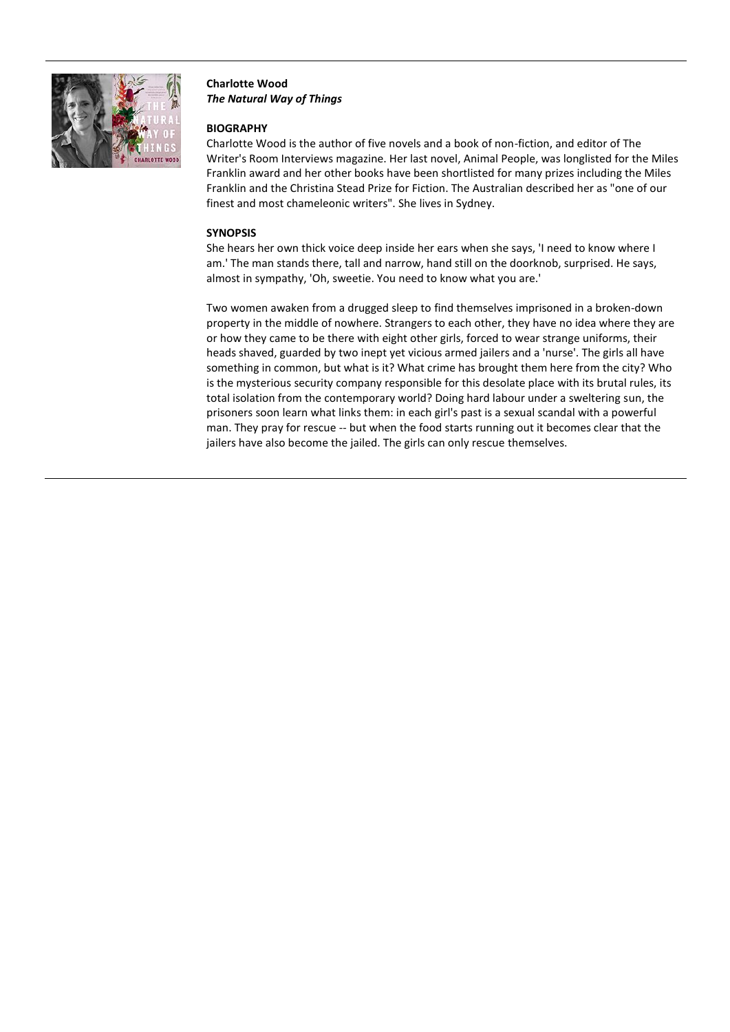**Charlotte Wood**
***The Natural Way of Things***

**BIOGRAPHY**

Charlotte Wood is the author of five novels and a book of non-fiction, and editor of The Writer's Room Interviews magazine. Her last novel, Animal People, was longlisted for the Miles Franklin award and her other books have been shortlisted for many prizes including the Miles Franklin and the Christina Stead Prize for Fiction. The Australian described her as "one of our finest and most chameleonic writers". She lives in Sydney.

**SYNOPSIS**

She hears her own thick voice deep inside her ears when she says, 'I need to know where I am.' The man stands there, tall and narrow, hand still on the doorknob, surprised. He says, almost in sympathy, 'Oh, sweetie. You need to know what you are.'

Two women awaken from a drugged sleep to find themselves imprisoned in a broken-down property in the middle of nowhere. Strangers to each other, they have no idea where they are or how they came to be there with eight other girls, forced to wear strange uniforms, their heads shaved, guarded by two inept yet vicious armed jailers and a 'nurse'. The girls all have something in common, but what is it? What crime has brought them here from the city? Who is the mysterious security company responsible for this desolate place with its brutal rules, its total isolation from the contemporary world? Doing hard labour under a sweltering sun, the prisoners soon learn what links them: in each girl's past is a sexual scandal with a powerful man. They pray for rescue -- but when the food starts running out it becomes clear that the jailers have also become the jailed. The girls can only rescue themselves.